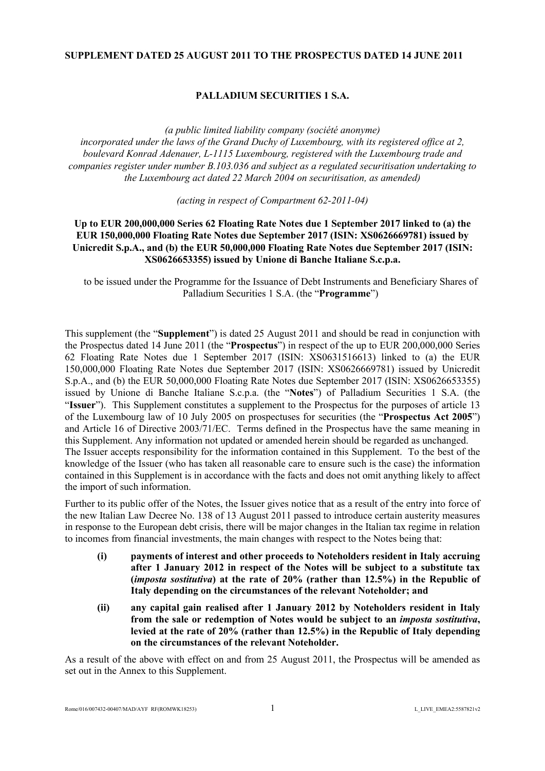**SUPPLEMENT DATED 25 AUGUST 2011 TO THE PROSPECTUS DATED 14 JUNE 2011**

**PALLADIUM SECURITIES 1 S.A.**

*(a public limited liability company (société anonyme) incorporated under the laws of the Grand Duchy of Luxembourg, with its registered office at 2, boulevard Konrad Adenauer, L-1115 Luxembourg, registered with the Luxembourg trade and companies register under number B.103.036 and subject as a regulated securitisation undertaking to the Luxembourg act dated 22 March 2004 on securitisation, as amended)*

*(acting in respect of Compartment 62-2011-04)*

**Up to EUR 200,000,000 Series 62 Floating Rate Notes due 1 September 2017 linked to (a) the EUR 150,000,000 Floating Rate Notes due September 2017 (ISIN: XS0626669781) issued by Unicredit S.p.A., and (b) the EUR 50,000,000 Floating Rate Notes due September 2017 (ISIN: XS0626653355) issued by Unione di Banche Italiane S.c.p.a.**

to be issued under the Programme for the Issuance of Debt Instruments and Beneficiary Shares of Palladium Securities 1 S.A. (the "**Programme**")

This supplement (the "**Supplement**") is dated 25 August 2011 and should be read in conjunction with the Prospectus dated 14 June 2011 (the "**Prospectus**") in respect of the up to EUR 200,000,000 Series 62 Floating Rate Notes due 1 September 2017 (ISIN: XS0631516613) linked to (a) the EUR 150,000,000 Floating Rate Notes due September 2017 (ISIN: XS0626669781) issued by Unicredit S.p.A., and (b) the EUR 50,000,000 Floating Rate Notes due September 2017 (ISIN: XS0626653355) issued by Unione di Banche Italiane S.c.p.a. (the "**Notes**") of Palladium Securities 1 S.A. (the "**Issuer**"). This Supplement constitutes a supplement to the Prospectus for the purposes of article 13 of the Luxembourg law of 10 July 2005 on prospectuses for securities (the "**Prospectus Act 2005**") and Article 16 of Directive 2003/71/EC. Terms defined in the Prospectus have the same meaning in this Supplement. Any information not updated or amended herein should be regarded as unchanged.

The Issuer accepts responsibility for the information contained in this Supplement. To the best of the knowledge of the Issuer (who has taken all reasonable care to ensure such is the case) the information contained in this Supplement is in accordance with the facts and does not omit anything likely to affect the import of such information.

Further to its public offer of the Notes, the Issuer gives notice that as a result of the entry into force of the new Italian Law Decree No. 138 of 13 August 2011 passed to introduce certain austerity measures in response to the European debt crisis, there will be major changes in the Italian tax regime in relation to incomes from financial investments, the main changes with respect to the Notes being that:

- **(i) payments of interest and other proceeds to Noteholders resident in Italy accruing after 1 January 2012 in respect of the Notes will be subject to a substitute tax (*imposta sostitutiva*) at the rate of 20% (rather than 12.5%) in the Republic of Italy depending on the circumstances of the relevant Noteholder; and**
- **(ii) any capital gain realised after 1 January 2012 by Noteholders resident in Italy from the sale or redemption of Notes would be subject to an *imposta sostitutiva*, levied at the rate of 20% (rather than 12.5%) in the Republic of Italy depending on the circumstances of the relevant Noteholder.**

As a result of the above with effect on and from 25 August 2011, the Prospectus will be amended as set out in the Annex to this Supplement.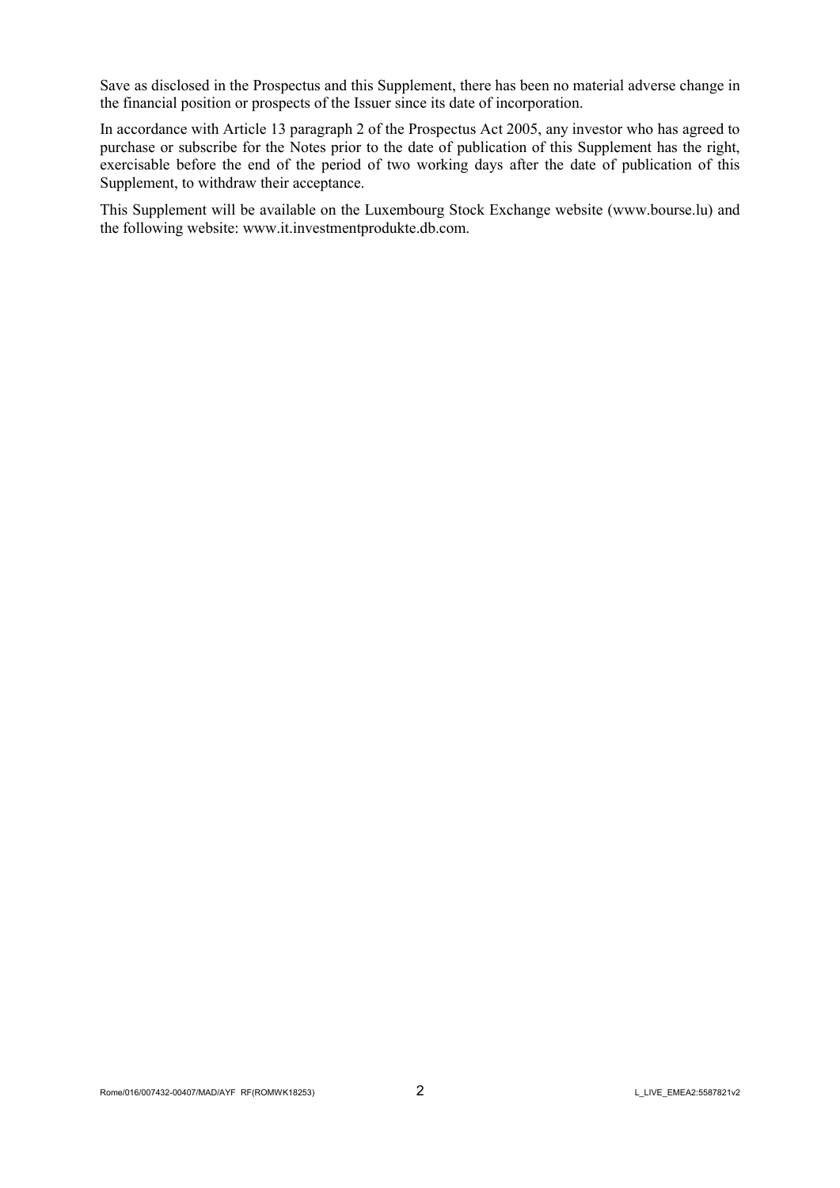Save as disclosed in the Prospectus and this Supplement, there has been no material adverse change in the financial position or prospects of the Issuer since its date of incorporation.

In accordance with Article 13 paragraph 2 of the Prospectus Act 2005, any investor who has agreed to purchase or subscribe for the Notes prior to the date of publication of this Supplement has the right, exercisable before the end of the period of two working days after the date of publication of this Supplement, to withdraw their acceptance.

This Supplement will be available on the Luxembourg Stock Exchange website (www.bourse.lu) and the following website: www.it.investmentprodukte.db.com.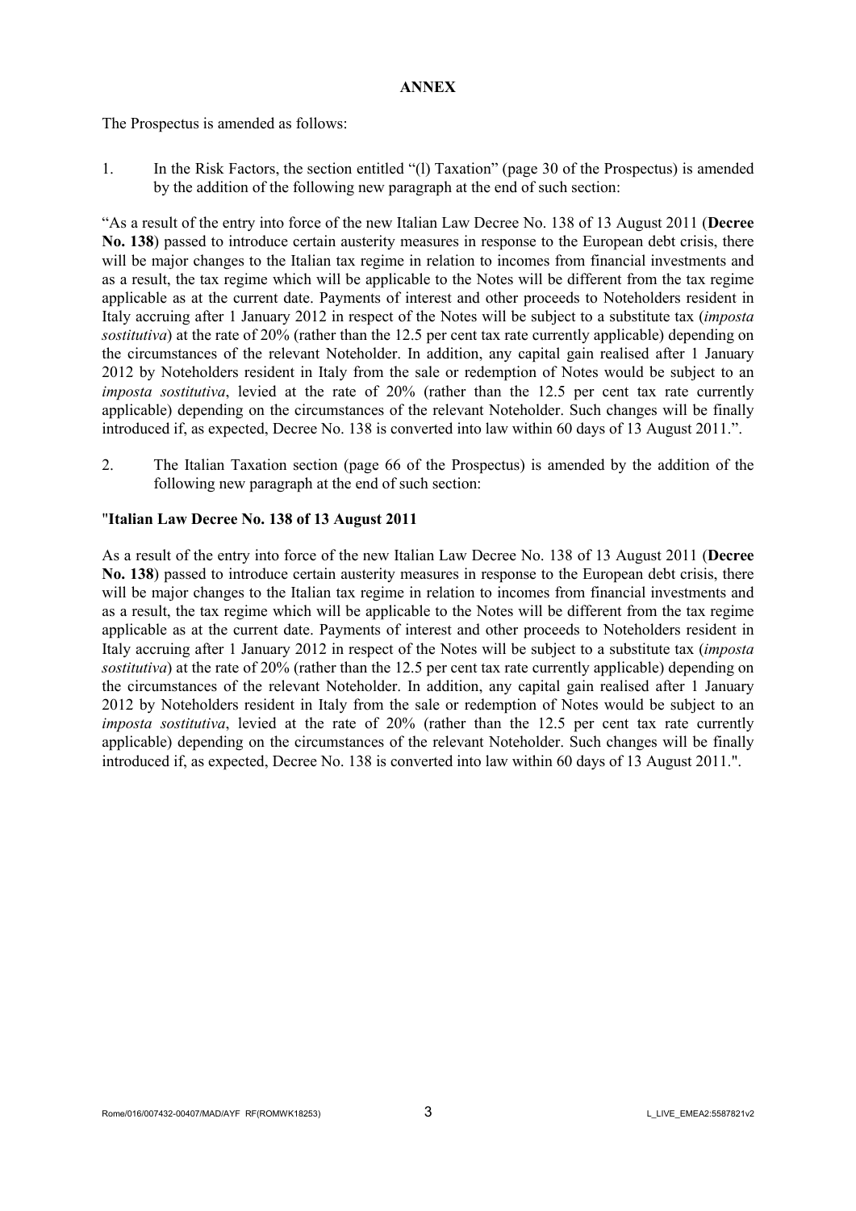**ANNEX**

The Prospectus is amended as follows:

1. In the Risk Factors, the section entitled "(l) Taxation" (page 30 of the Prospectus) is amended by the addition of the following new paragraph at the end of such section:

"As a result of the entry into force of the new Italian Law Decree No. 138 of 13 August 2011 (**Decree No. 138**) passed to introduce certain austerity measures in response to the European debt crisis, there will be major changes to the Italian tax regime in relation to incomes from financial investments and as a result, the tax regime which will be applicable to the Notes will be different from the tax regime applicable as at the current date. Payments of interest and other proceeds to Noteholders resident in Italy accruing after 1 January 2012 in respect of the Notes will be subject to a substitute tax (*imposta sostitutiva*) at the rate of 20% (rather than the 12.5 per cent tax rate currently applicable) depending on the circumstances of the relevant Noteholder. In addition, any capital gain realised after 1 January 2012 by Noteholders resident in Italy from the sale or redemption of Notes would be subject to an *imposta sostitutiva*, levied at the rate of 20% (rather than the 12.5 per cent tax rate currently applicable) depending on the circumstances of the relevant Noteholder. Such changes will be finally introduced if, as expected, Decree No. 138 is converted into law within 60 days of 13 August 2011.".

2. The Italian Taxation section (page 66 of the Prospectus) is amended by the addition of the following new paragraph at the end of such section:

"**Italian Law Decree No. 138 of 13 August 2011**

As a result of the entry into force of the new Italian Law Decree No. 138 of 13 August 2011 (**Decree No. 138**) passed to introduce certain austerity measures in response to the European debt crisis, there will be major changes to the Italian tax regime in relation to incomes from financial investments and as a result, the tax regime which will be applicable to the Notes will be different from the tax regime applicable as at the current date. Payments of interest and other proceeds to Noteholders resident in Italy accruing after 1 January 2012 in respect of the Notes will be subject to a substitute tax (*imposta sostitutiva*) at the rate of 20% (rather than the 12.5 per cent tax rate currently applicable) depending on the circumstances of the relevant Noteholder. In addition, any capital gain realised after 1 January 2012 by Noteholders resident in Italy from the sale or redemption of Notes would be subject to an *imposta sostitutiva*, levied at the rate of 20% (rather than the 12.5 per cent tax rate currently applicable) depending on the circumstances of the relevant Noteholder. Such changes will be finally introduced if, as expected, Decree No. 138 is converted into law within 60 days of 13 August 2011.".